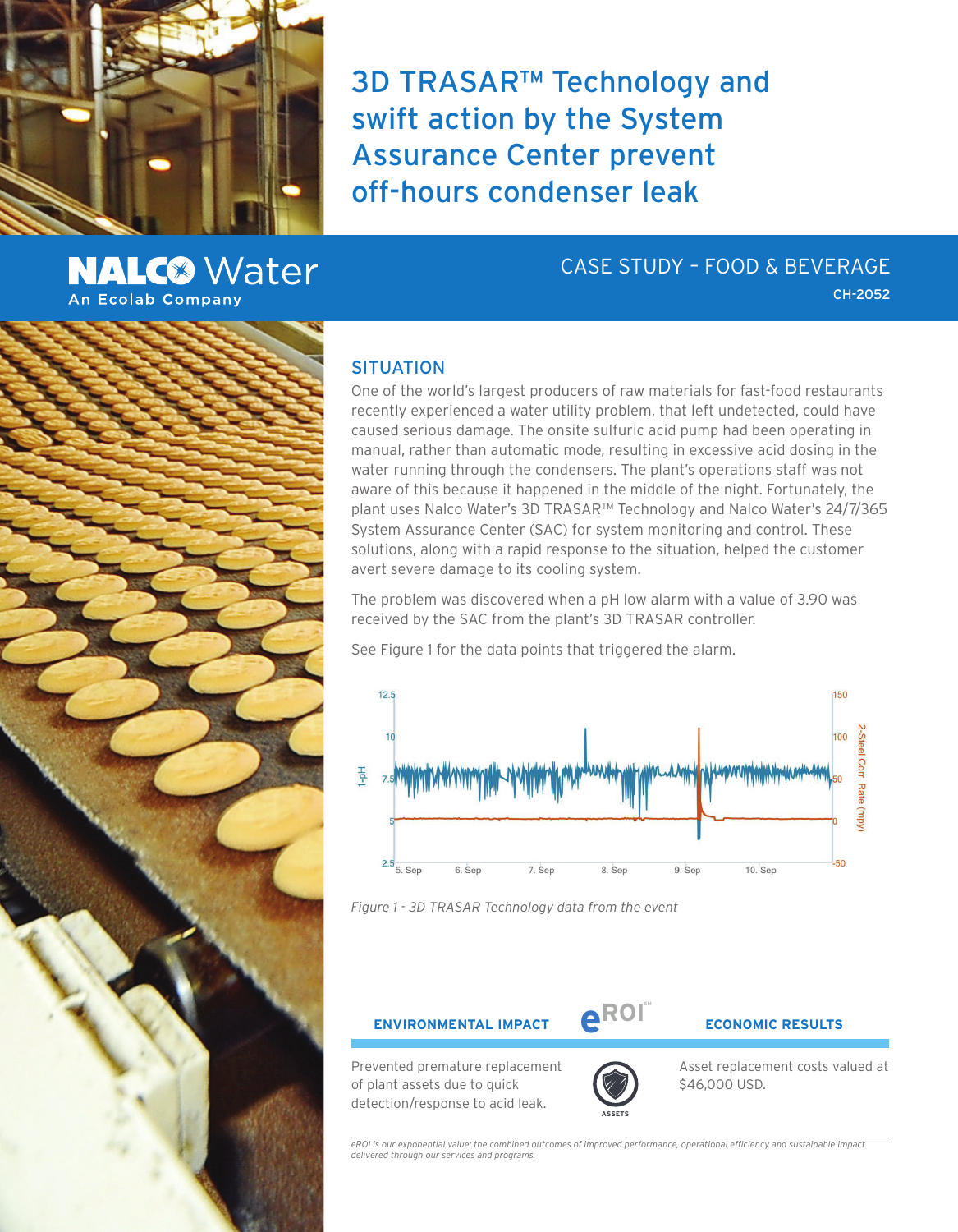# 3D TRASAR™ Technology and swift action by the System Assurance Center prevent off-hours condenser leak

NALCO Water
An Ecolab Company

CASE STUDY – FOOD & BEVERAGE

CH-2052

## SITUATION

One of the world's largest producers of raw materials for fast-food restaurants recently experienced a water utility problem, that left undetected, could have caused serious damage. The onsite sulfuric acid pump had been operating in manual, rather than automatic mode, resulting in excessive acid dosing in the water running through the condensers. The plant's operations staff was not aware of this because it happened in the middle of the night. Fortunately, the plant uses Nalco Water's 3D TRASAR™ Technology and Nalco Water's 24/7/365 System Assurance Center (SAC) for system monitoring and control. These solutions, along with a rapid response to the situation, helped the customer avert severe damage to its cooling system.

The problem was discovered when a pH low alarm with a value of 3.90 was received by the SAC from the plant's 3D TRASAR controller.

See Figure 1 for the data points that triggered the alarm.

*Figure 1 - 3D TRASAR Technology data from the event*

| ENVIRONMENTAL IMPACT | eROI | ECONOMIC RESULTS |
|---|---|---|
| Prevented premature replacement of plant assets due to quick detection/response to acid leak. | ASSETS | Asset replacement costs valued at $46,000 USD. |

*eROI is our exponential value: the combined outcomes of improved performance, operational efficiency and sustainable impact delivered through our services and programs.*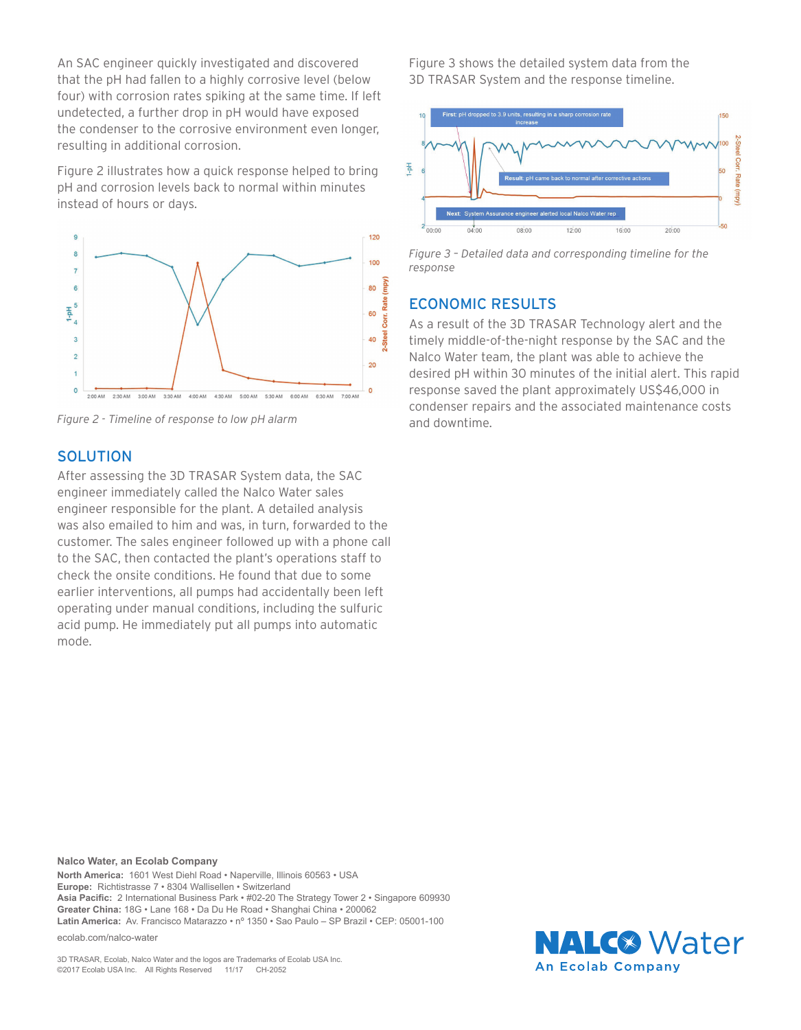An SAC engineer quickly investigated and discovered that the pH had fallen to a highly corrosive level (below four) with corrosion rates spiking at the same time. If left undetected, a further drop in pH would have exposed the condenser to the corrosive environment even longer, resulting in additional corrosion.

Figure 2 illustrates how a quick response helped to bring pH and corrosion levels back to normal within minutes instead of hours or days.

9
8
7
6
5
4
3
2
1
0
1-pH
120
100
80
60
40
20
0
2-Steel Corr. Rate (mpy)
2:00 AM 2:30 AM 3:00 AM 3:30 AM 4:00 AM 4:30 AM 5:00 AM 5:30 AM 6:00 AM 6:30 AM 7:00 AM

*Figure 2 - Timeline of response to low pH alarm*

## SOLUTION

After assessing the 3D TRASAR System data, the SAC engineer immediately called the Nalco Water sales engineer responsible for the plant. A detailed analysis was also emailed to him and was, in turn, forwarded to the customer. The sales engineer followed up with a phone call to the SAC, then contacted the plant's operations staff to check the onsite conditions. He found that due to some earlier interventions, all pumps had accidentally been left operating under manual conditions, including the sulfuric acid pump. He immediately put all pumps into automatic mode.

Figure 3 shows the detailed system data from the 3D TRASAR System and the response timeline.

First: pH dropped to 3.9 units, resulting in a sharp corrosion rate increase
Result: pH came back to normal after corrective actions
Next: System Assurance engineer alerted local Nalco Water rep
10
8
6
4
2
1-pH
150
100
50
0
-50
2-Steel Corr. Rate (mpy)
00:00 04:00 08:00 12:00 16:00 20:00

*Figure 3 – Detailed data and corresponding timeline for the response*

## ECONOMIC RESULTS

As a result of the 3D TRASAR Technology alert and the timely middle-of-the-night response by the SAC and the Nalco Water team, the plant was able to achieve the desired pH within 30 minutes of the initial alert. This rapid response saved the plant approximately US$46,000 in condenser repairs and the associated maintenance costs and downtime.

**Nalco Water, an Ecolab Company**
**North America:** 1601 West Diehl Road • Naperville, Illinois 60563 • USA
**Europe:** Richtistrasse 7 • 8304 Wallisellen • Switzerland
**Asia Pacific:** 2 International Business Park • #02-20 The Strategy Tower 2 • Singapore 609930
**Greater China:** 18G • Lane 168 • Da Du He Road • Shanghai China • 200062
**Latin America:** Av. Francisco Matarazzo • nº 1350 • Sao Paulo – SP Brazil • CEP: 05001-100

ecolab.com/nalco-water

3D TRASAR, Ecolab, Nalco Water and the logos are Trademarks of Ecolab USA Inc.
©2017 Ecolab USA Inc. All Rights Reserved 11/17 CH-2052

NALCO Water
An Ecolab Company